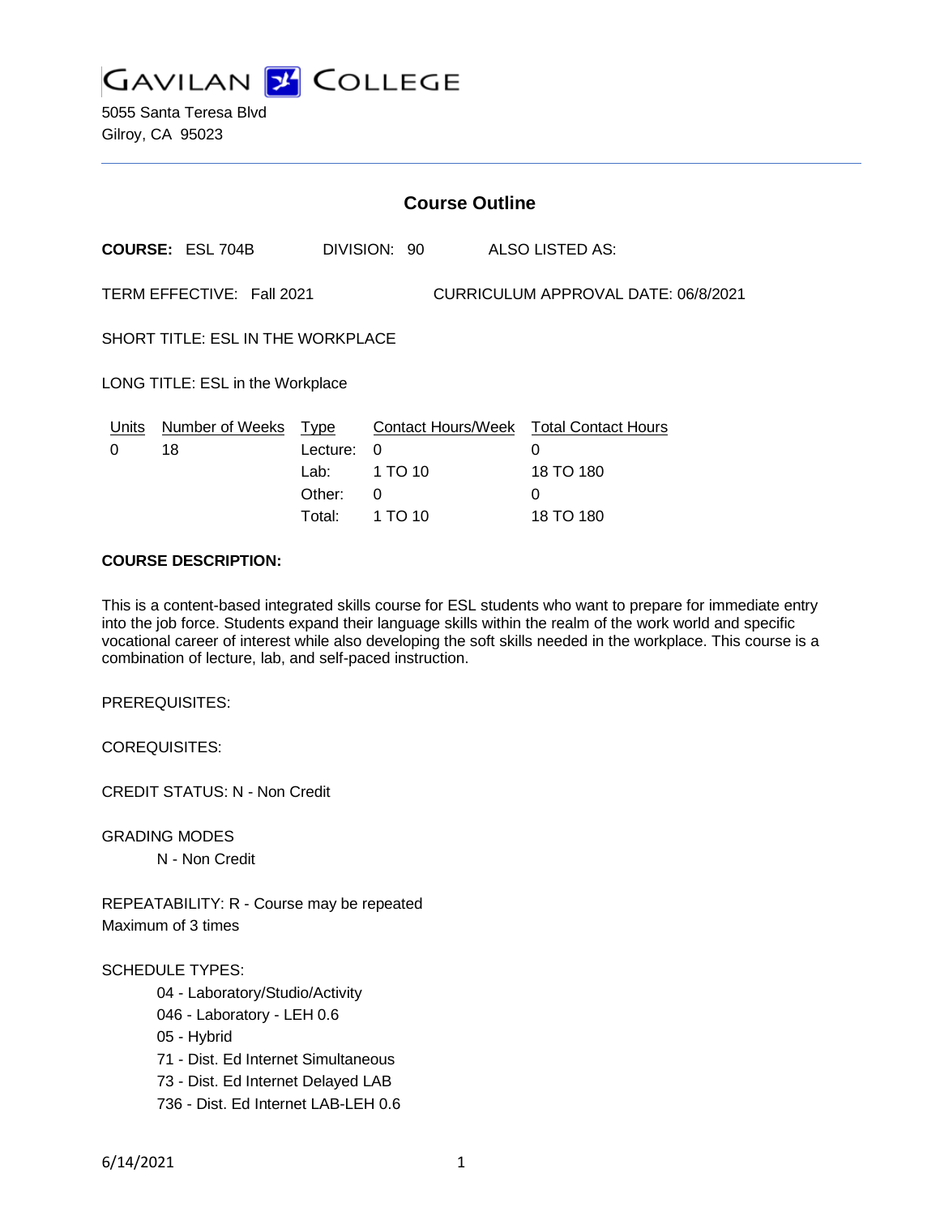GAVILAN COLLEGE

5055 Santa Teresa Blvd
Gilroy, CA 95023

## Course Outline

**COURSE:** ESL 704B DIVISION: 90 ALSO LISTED AS:

TERM EFFECTIVE: Fall 2021 CURRICULUM APPROVAL DATE: 06/8/2021

SHORT TITLE: ESL IN THE WORKPLACE

LONG TITLE: ESL in the Workplace

| Units | Number of Weeks | Type | Contact Hours/Week | Total Contact Hours |
|---|---|---|---|---|
| 0 | 18 | Lecture: | 0 | 0 |
| | | Lab: | 1 TO 10 | 18 TO 180 |
| | | Other: | 0 | 0 |
| | | Total: | 1 TO 10 | 18 TO 180 |

**COURSE DESCRIPTION:**

This is a content-based integrated skills course for ESL students who want to prepare for immediate entry into the job force. Students expand their language skills within the realm of the work world and specific vocational career of interest while also developing the soft skills needed in the workplace. This course is a combination of lecture, lab, and self-paced instruction.

PREREQUISITES:

COREQUISITES:

CREDIT STATUS: N - Non Credit

GRADING MODES

N - Non Credit

REPEATABILITY: R - Course may be repeated
Maximum of 3 times

SCHEDULE TYPES:

04 - Laboratory/Studio/Activity
046 - Laboratory - LEH 0.6
05 - Hybrid
71 - Dist. Ed Internet Simultaneous
73 - Dist. Ed Internet Delayed LAB
736 - Dist. Ed Internet LAB-LEH 0.6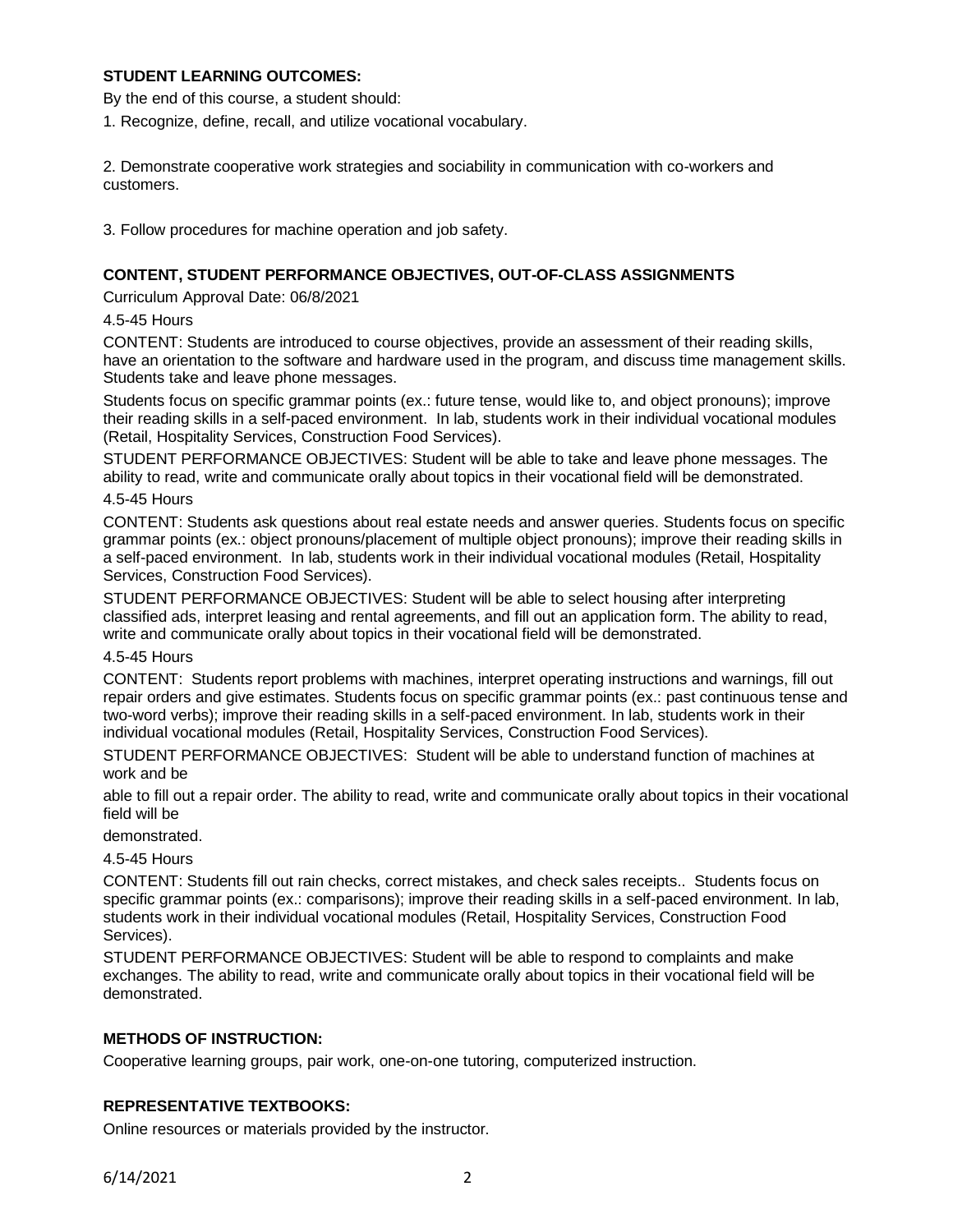**STUDENT LEARNING OUTCOMES:**

By the end of this course, a student should:

1. Recognize, define, recall, and utilize vocational vocabulary.

2. Demonstrate cooperative work strategies and sociability in communication with co-workers and customers.

3. Follow procedures for machine operation and job safety.

**CONTENT, STUDENT PERFORMANCE OBJECTIVES, OUT-OF-CLASS ASSIGNMENTS**

Curriculum Approval Date: 06/8/2021

4.5-45 Hours

CONTENT: Students are introduced to course objectives, provide an assessment of their reading skills, have an orientation to the software and hardware used in the program, and discuss time management skills. Students take and leave phone messages.

Students focus on specific grammar points (ex.: future tense, would like to, and object pronouns); improve their reading skills in a self-paced environment. In lab, students work in their individual vocational modules (Retail, Hospitality Services, Construction Food Services).

STUDENT PERFORMANCE OBJECTIVES: Student will be able to take and leave phone messages. The ability to read, write and communicate orally about topics in their vocational field will be demonstrated.

4.5-45 Hours

CONTENT: Students ask questions about real estate needs and answer queries. Students focus on specific grammar points (ex.: object pronouns/placement of multiple object pronouns); improve their reading skills in a self-paced environment. In lab, students work in their individual vocational modules (Retail, Hospitality Services, Construction Food Services).

STUDENT PERFORMANCE OBJECTIVES: Student will be able to select housing after interpreting classified ads, interpret leasing and rental agreements, and fill out an application form. The ability to read, write and communicate orally about topics in their vocational field will be demonstrated.

4.5-45 Hours

CONTENT: Students report problems with machines, interpret operating instructions and warnings, fill out repair orders and give estimates. Students focus on specific grammar points (ex.: past continuous tense and two-word verbs); improve their reading skills in a self-paced environment. In lab, students work in their individual vocational modules (Retail, Hospitality Services, Construction Food Services).

STUDENT PERFORMANCE OBJECTIVES: Student will be able to understand function of machines at work and be able to fill out a repair order. The ability to read, write and communicate orally about topics in their vocational field will be demonstrated.

4.5-45 Hours

CONTENT: Students fill out rain checks, correct mistakes, and check sales receipts.. Students focus on specific grammar points (ex.: comparisons); improve their reading skills in a self-paced environment. In lab, students work in their individual vocational modules (Retail, Hospitality Services, Construction Food Services).

STUDENT PERFORMANCE OBJECTIVES: Student will be able to respond to complaints and make exchanges. The ability to read, write and communicate orally about topics in their vocational field will be demonstrated.

**METHODS OF INSTRUCTION:**

Cooperative learning groups, pair work, one-on-one tutoring, computerized instruction.

**REPRESENTATIVE TEXTBOOKS:**

Online resources or materials provided by the instructor.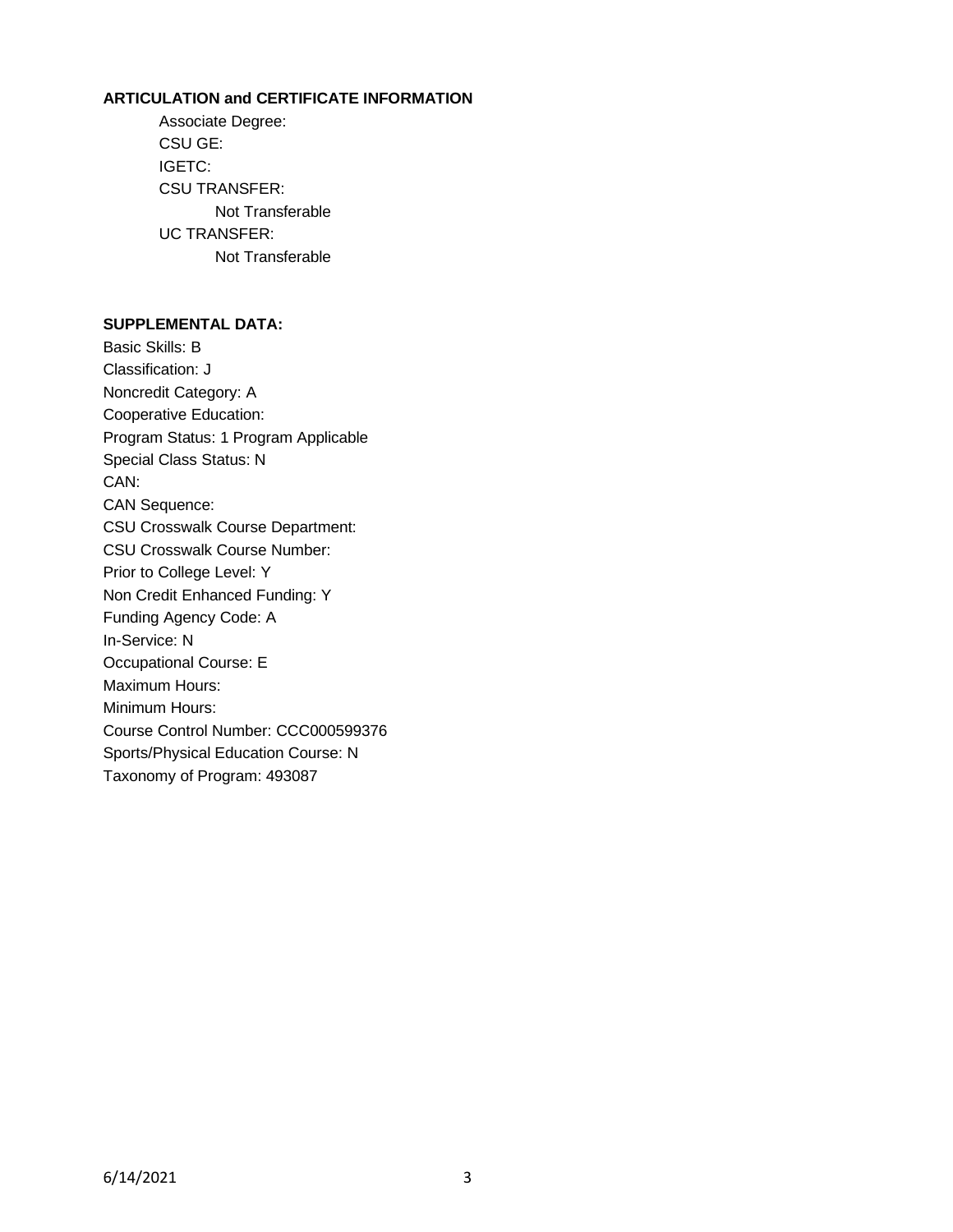**ARTICULATION and CERTIFICATE INFORMATION**

Associate Degree:
CSU GE:
IGETC:
CSU TRANSFER:
Not Transferable
UC TRANSFER:
Not Transferable

**SUPPLEMENTAL DATA:**

Basic Skills: B
Classification: J
Noncredit Category: A
Cooperative Education:
Program Status: 1 Program Applicable
Special Class Status: N
CAN:
CAN Sequence:
CSU Crosswalk Course Department:
CSU Crosswalk Course Number:
Prior to College Level: Y
Non Credit Enhanced Funding: Y
Funding Agency Code: A
In-Service: N
Occupational Course: E
Maximum Hours:
Minimum Hours:
Course Control Number: CCC000599376
Sports/Physical Education Course: N
Taxonomy of Program: 493087

6/14/2021